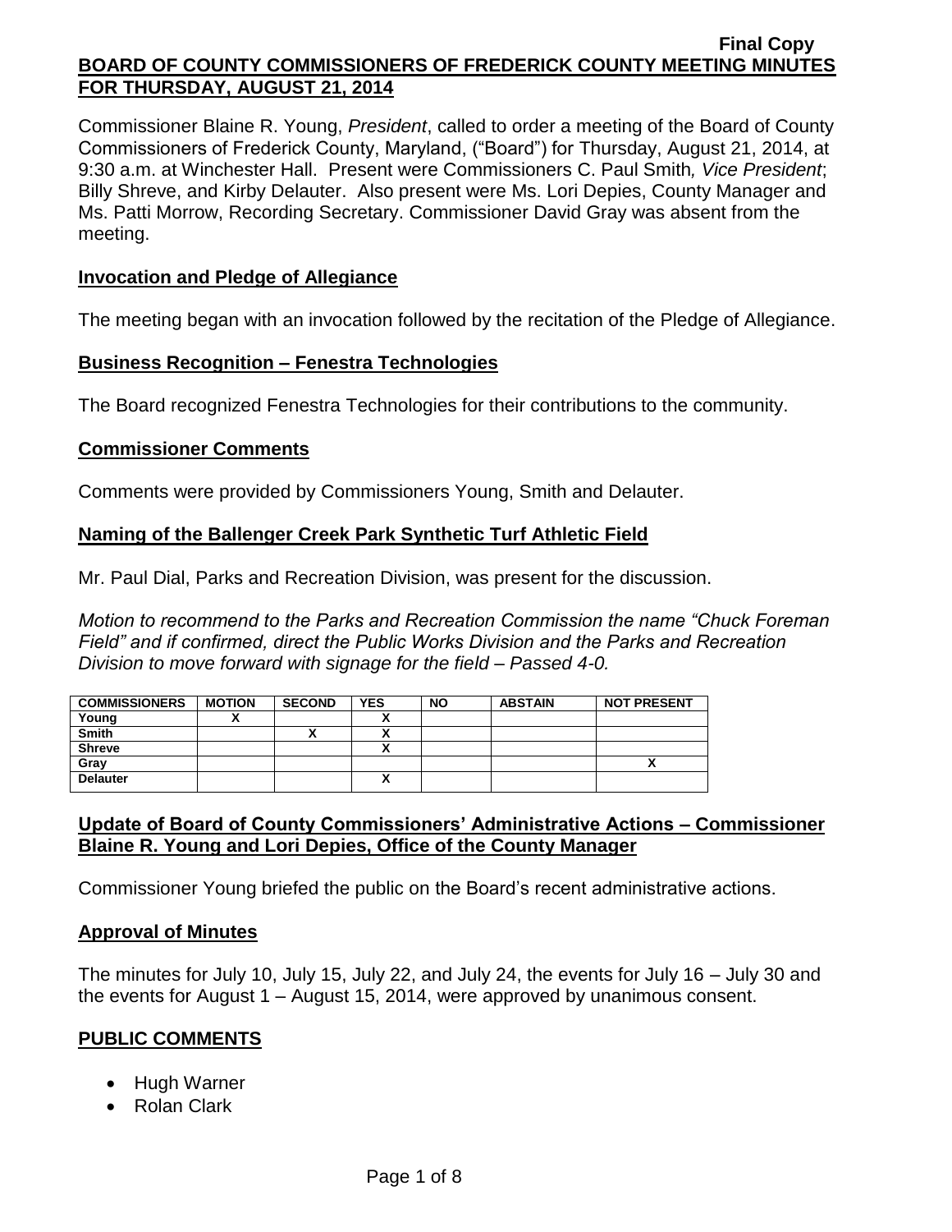Final Copy

# BOARD OF COUNTY COMMISSIONERS OF FREDERICK COUNTY MEETING MINUTES FOR THURSDAY, AUGUST 21, 2014

Commissioner Blaine R. Young, *President*, called to order a meeting of the Board of County Commissioners of Frederick County, Maryland, ("Board") for Thursday, August 21, 2014, at 9:30 a.m. at Winchester Hall. Present were Commissioners C. Paul Smith*, Vice President*; Billy Shreve, and Kirby Delauter. Also present were Ms. Lori Depies, County Manager and Ms. Patti Morrow, Recording Secretary. Commissioner David Gray was absent from the meeting.

## Invocation and Pledge of Allegiance

The meeting began with an invocation followed by the recitation of the Pledge of Allegiance.

## Business Recognition – Fenestra Technologies

The Board recognized Fenestra Technologies for their contributions to the community.

## Commissioner Comments

Comments were provided by Commissioners Young, Smith and Delauter.

## Naming of the Ballenger Creek Park Synthetic Turf Athletic Field

Mr. Paul Dial, Parks and Recreation Division, was present for the discussion.

*Motion to recommend to the Parks and Recreation Commission the name "Chuck Foreman Field" and if confirmed, direct the Public Works Division and the Parks and Recreation Division to move forward with signage for the field – Passed 4-0.*

| COMMISSIONERS | MOTION | SECOND | YES | NO | ABSTAIN | NOT PRESENT |
|---|---|---|---|---|---|---|
| Young | X | | X | | | |
| Smith | | X | X | | | |
| Shreve | | | X | | | |
| Gray | | | | | | X |
| Delauter | | | X | | | |

## Update of Board of County Commissioners' Administrative Actions – Commissioner Blaine R. Young and Lori Depies, Office of the County Manager

Commissioner Young briefed the public on the Board's recent administrative actions.

## Approval of Minutes

The minutes for July 10, July 15, July 22, and July 24, the events for July 16 – July 30 and the events for August 1 – August 15, 2014, were approved by unanimous consent.

## PUBLIC COMMENTS

- Hugh Warner
- Rolan Clark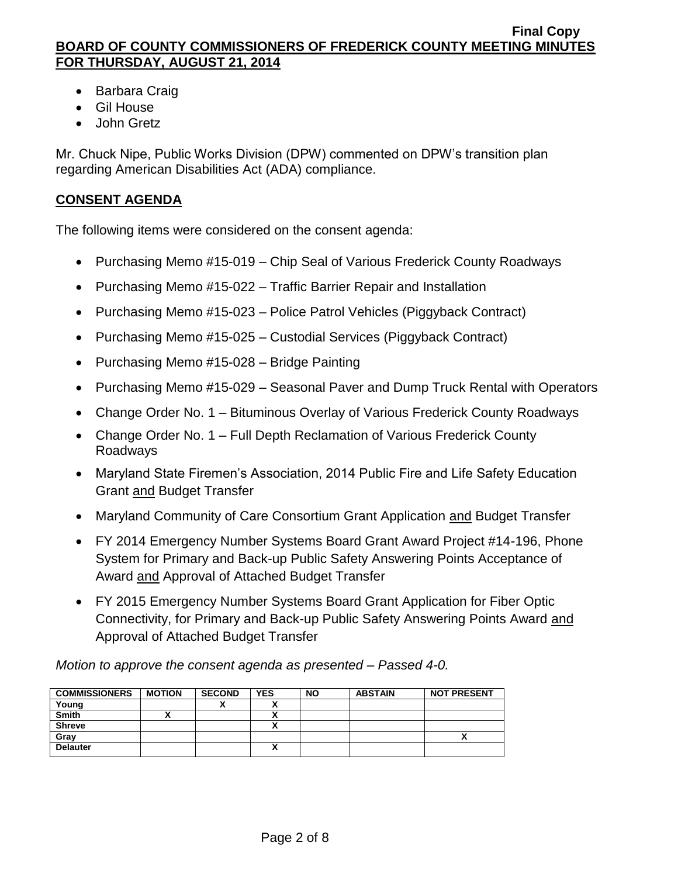- Barbara Craig
- Gil House
- John Gretz

Mr. Chuck Nipe, Public Works Division (DPW) commented on DPW's transition plan regarding American Disabilities Act (ADA) compliance.

## CONSENT AGENDA

The following items were considered on the consent agenda:

- Purchasing Memo #15-019 – Chip Seal of Various Frederick County Roadways
- Purchasing Memo #15-022 – Traffic Barrier Repair and Installation
- Purchasing Memo #15-023 – Police Patrol Vehicles (Piggyback Contract)
- Purchasing Memo #15-025 – Custodial Services (Piggyback Contract)
- Purchasing Memo #15-028 – Bridge Painting
- Purchasing Memo #15-029 – Seasonal Paver and Dump Truck Rental with Operators
- Change Order No. 1 – Bituminous Overlay of Various Frederick County Roadways
- Change Order No. 1 – Full Depth Reclamation of Various Frederick County Roadways
- Maryland State Firemen's Association, 2014 Public Fire and Life Safety Education Grant and Budget Transfer
- Maryland Community of Care Consortium Grant Application and Budget Transfer
- FY 2014 Emergency Number Systems Board Grant Award Project #14-196, Phone System for Primary and Back-up Public Safety Answering Points Acceptance of Award and Approval of Attached Budget Transfer
- FY 2015 Emergency Number Systems Board Grant Application for Fiber Optic Connectivity, for Primary and Back-up Public Safety Answering Points Award and Approval of Attached Budget Transfer

*Motion to approve the consent agenda as presented – Passed 4-0.*

| COMMISSIONERS | MOTION | SECOND | YES | NO | ABSTAIN | NOT PRESENT |
|---|---|---|---|---|---|---|
| Young | | X | X | | | |
| Smith | X | | X | | | |
| Shreve | | | X | | | |
| Gray | | | | | | X |
| Delauter | | | X | | | |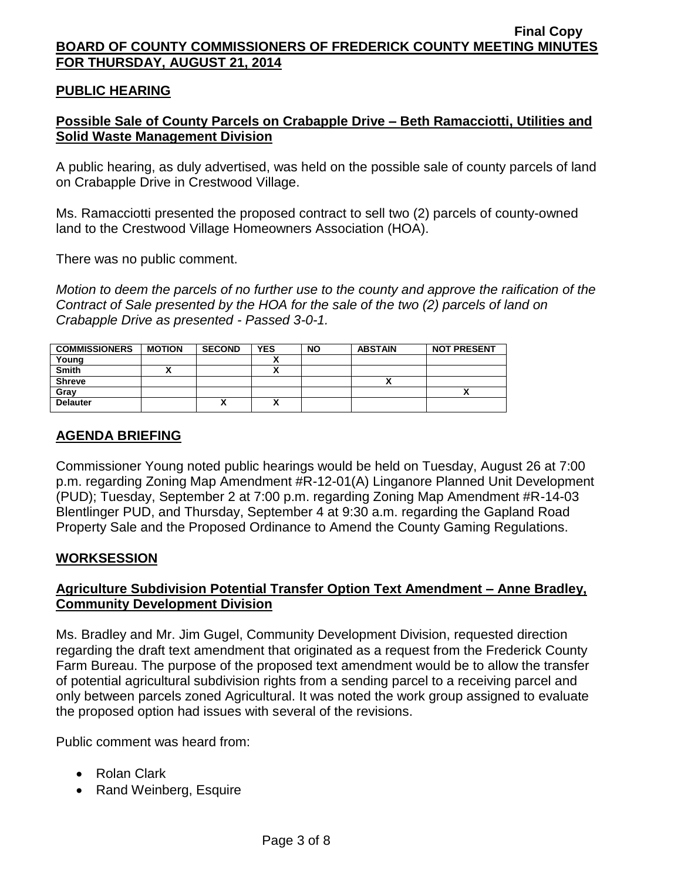**PUBLIC HEARING**

**Possible Sale of County Parcels on Crabapple Drive – Beth Ramacciotti, Utilities and Solid Waste Management Division**

A public hearing, as duly advertised, was held on the possible sale of county parcels of land on Crabapple Drive in Crestwood Village.

Ms. Ramacciotti presented the proposed contract to sell two (2) parcels of county-owned land to the Crestwood Village Homeowners Association (HOA).

There was no public comment.

*Motion to deem the parcels of no further use to the county and approve the raification of the Contract of Sale presented by the HOA for the sale of the two (2) parcels of land on Crabapple Drive as presented - Passed 3-0-1.*

| COMMISSIONERS | MOTION | SECOND | YES | NO | ABSTAIN | NOT PRESENT |
|---|---|---|---|---|---|---|
| Young | | | X | | | |
| Smith | X | | X | | | |
| Shreve | | | | | X | |
| Gray | | | | | | X |
| Delauter | | X | X | | | |

**AGENDA BRIEFING**

Commissioner Young noted public hearings would be held on Tuesday, August 26 at 7:00 p.m. regarding Zoning Map Amendment #R-12-01(A) Linganore Planned Unit Development (PUD); Tuesday, September 2 at 7:00 p.m. regarding Zoning Map Amendment #R-14-03 Blentlinger PUD, and Thursday, September 4 at 9:30 a.m. regarding the Gapland Road Property Sale and the Proposed Ordinance to Amend the County Gaming Regulations.

**WORKSESSION**

**Agriculture Subdivision Potential Transfer Option Text Amendment – Anne Bradley, Community Development Division**

Ms. Bradley and Mr. Jim Gugel, Community Development Division, requested direction regarding the draft text amendment that originated as a request from the Frederick County Farm Bureau. The purpose of the proposed text amendment would be to allow the transfer of potential agricultural subdivision rights from a sending parcel to a receiving parcel and only between parcels zoned Agricultural. It was noted the work group assigned to evaluate the proposed option had issues with several of the revisions.

Public comment was heard from:

- Rolan Clark
- Rand Weinberg, Esquire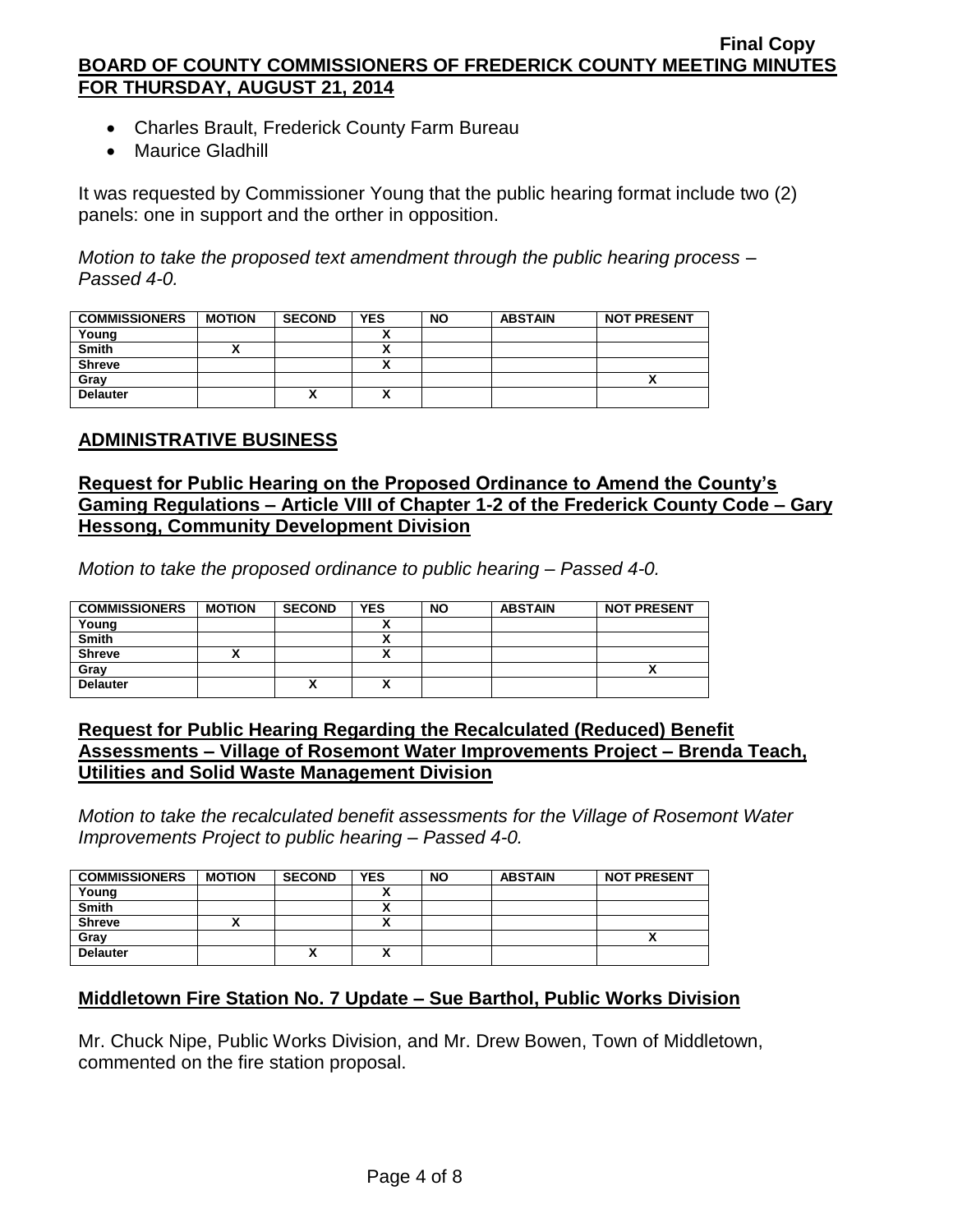- Charles Brault, Frederick County Farm Bureau
- Maurice Gladhill

It was requested by Commissioner Young that the public hearing format include two (2) panels: one in support and the orther in opposition.

*Motion to take the proposed text amendment through the public hearing process – Passed 4-0.*

| COMMISSIONERS | MOTION | SECOND | YES | NO | ABSTAIN | NOT PRESENT |
|---|---|---|---|---|---|---|
| Young | | | X | | | |
| Smith | X | | X | | | |
| Shreve | | | X | | | |
| Gray | | | | | | X |
| Delauter | | X | X | | | |

## ADMINISTRATIVE BUSINESS

### Request for Public Hearing on the Proposed Ordinance to Amend the County's Gaming Regulations – Article VIII of Chapter 1-2 of the Frederick County Code – Gary Hessong, Community Development Division

*Motion to take the proposed ordinance to public hearing – Passed 4-0.*

| COMMISSIONERS | MOTION | SECOND | YES | NO | ABSTAIN | NOT PRESENT |
|---|---|---|---|---|---|---|
| Young | | | X | | | |
| Smith | | | X | | | |
| Shreve | X | | X | | | |
| Gray | | | | | | X |
| Delauter | | X | X | | | |

### Request for Public Hearing Regarding the Recalculated (Reduced) Benefit Assessments – Village of Rosemont Water Improvements Project – Brenda Teach, Utilities and Solid Waste Management Division

*Motion to take the recalculated benefit assessments for the Village of Rosemont Water Improvements Project to public hearing – Passed 4-0.*

| COMMISSIONERS | MOTION | SECOND | YES | NO | ABSTAIN | NOT PRESENT |
|---|---|---|---|---|---|---|
| Young | | | X | | | |
| Smith | | | X | | | |
| Shreve | X | | X | | | |
| Gray | | | | | | X |
| Delauter | | X | X | | | |

### Middletown Fire Station No. 7 Update – Sue Barthol, Public Works Division

Mr. Chuck Nipe, Public Works Division, and Mr. Drew Bowen, Town of Middletown, commented on the fire station proposal.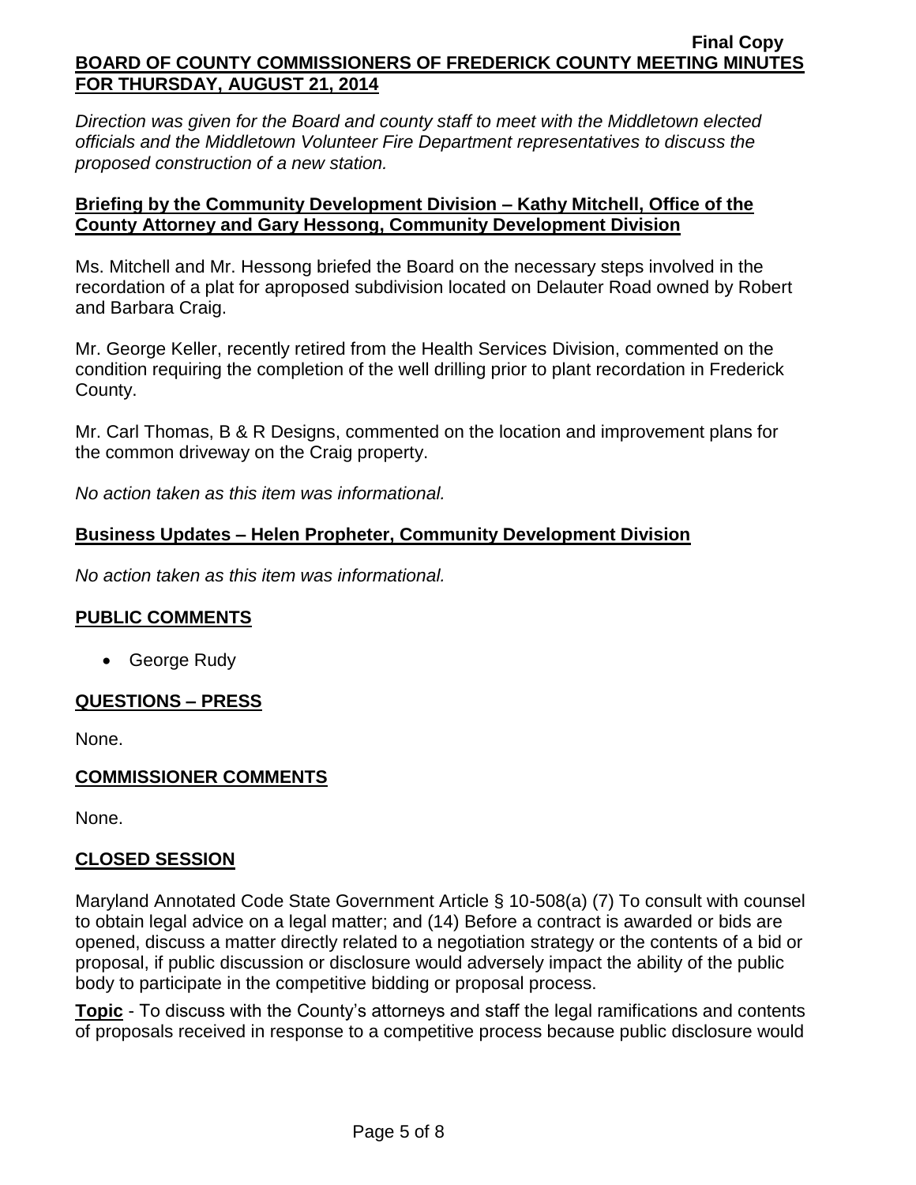*Direction was given for the Board and county staff to meet with the Middletown elected officials and the Middletown Volunteer Fire Department representatives to discuss the proposed construction of a new station.*

**Briefing by the Community Development Division – Kathy Mitchell, Office of the County Attorney and Gary Hessong, Community Development Division**

Ms. Mitchell and Mr. Hessong briefed the Board on the necessary steps involved in the recordation of a plat for aproposed subdivision located on Delauter Road owned by Robert and Barbara Craig.

Mr. George Keller, recently retired from the Health Services Division, commented on the condition requiring the completion of the well drilling prior to plant recordation in Frederick County.

Mr. Carl Thomas, B & R Designs, commented on the location and improvement plans for the common driveway on the Craig property.

*No action taken as this item was informational.*

**Business Updates – Helen Propheter, Community Development Division**

*No action taken as this item was informational.*

**PUBLIC COMMENTS**

- George Rudy

**QUESTIONS – PRESS**

None.

**COMMISSIONER COMMENTS**

None.

**CLOSED SESSION**

Maryland Annotated Code State Government Article § 10-508(a) (7) To consult with counsel to obtain legal advice on a legal matter; and (14) Before a contract is awarded or bids are opened, discuss a matter directly related to a negotiation strategy or the contents of a bid or proposal, if public discussion or disclosure would adversely impact the ability of the public body to participate in the competitive bidding or proposal process.

**Topic** - To discuss with the County's attorneys and staff the legal ramifications and contents of proposals received in response to a competitive process because public disclosure would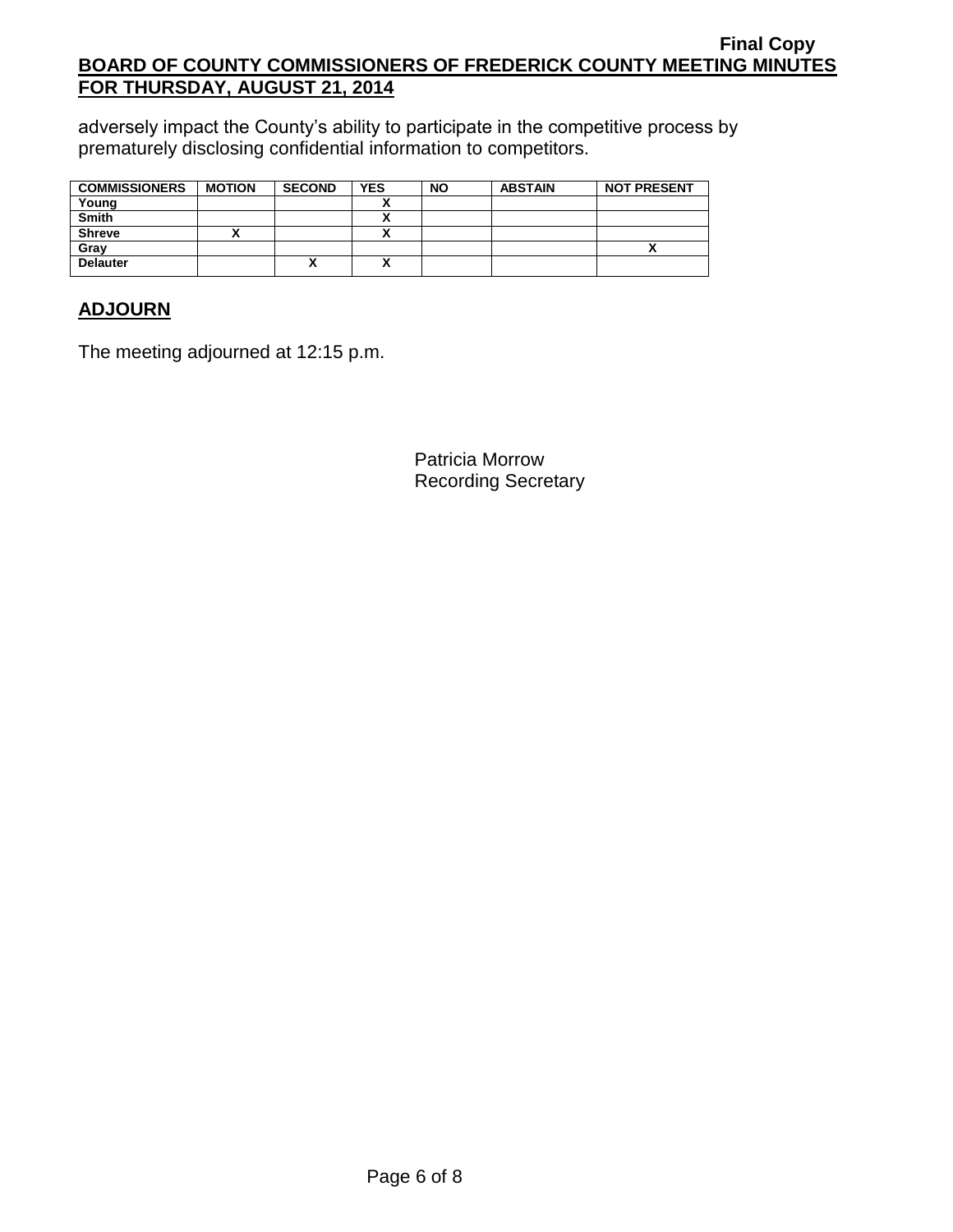adversely impact the County's ability to participate in the competitive process by prematurely disclosing confidential information to competitors.

| COMMISSIONERS | MOTION | SECOND | YES | NO | ABSTAIN | NOT PRESENT |
|---|---|---|---|---|---|---|
| Young | | | X | | | |
| Smith | | | X | | | |
| Shreve | X | | X | | | |
| Gray | | | | | | X |
| Delauter | | X | X | | | |

## ADJOURN

The meeting adjourned at 12:15 p.m.

Patricia Morrow
Recording Secretary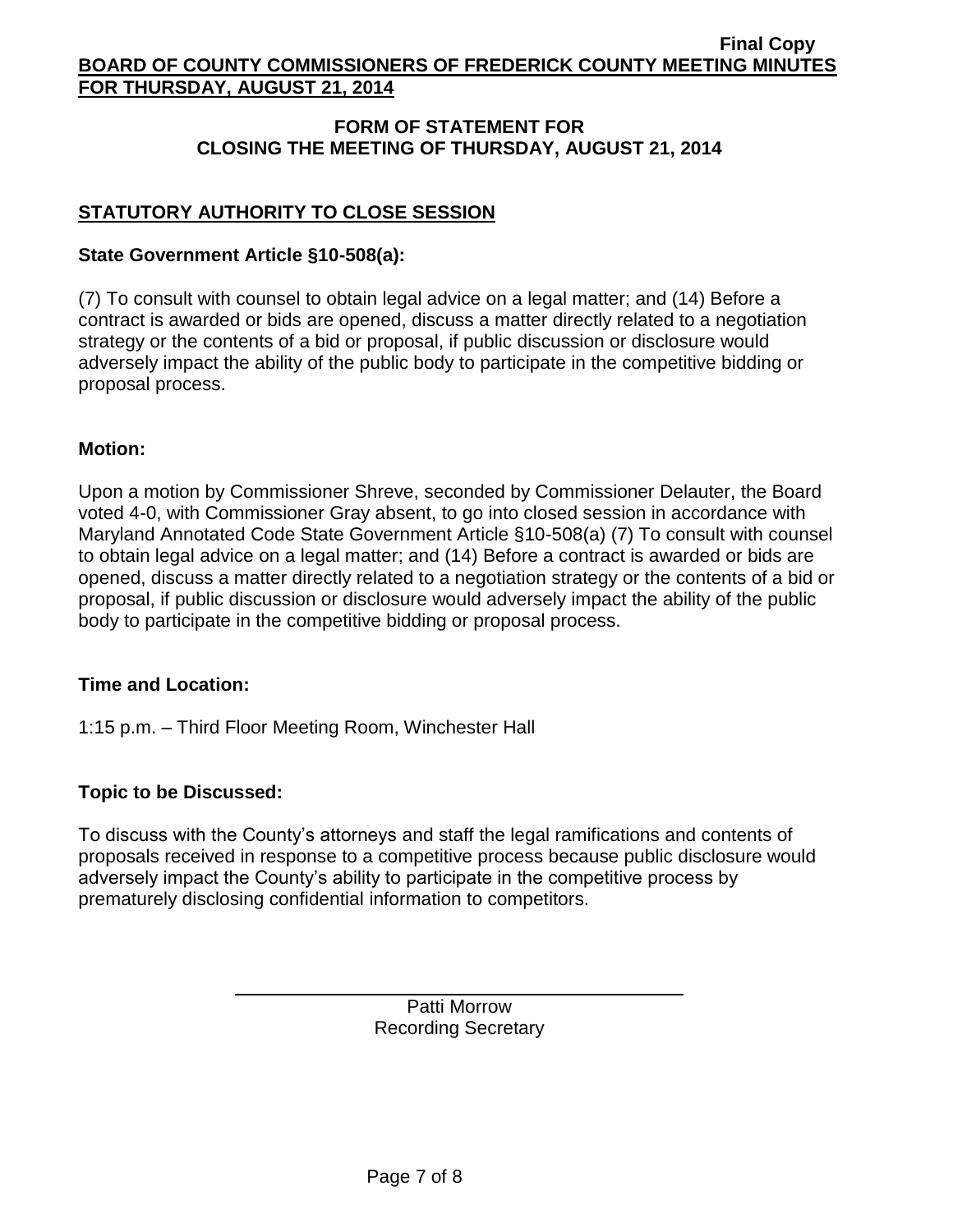## FORM OF STATEMENT FOR CLOSING THE MEETING OF THURSDAY, AUGUST 21, 2014

### STATUTORY AUTHORITY TO CLOSE SESSION

**State Government Article §10-508(a):**

(7) To consult with counsel to obtain legal advice on a legal matter; and (14) Before a contract is awarded or bids are opened, discuss a matter directly related to a negotiation strategy or the contents of a bid or proposal, if public discussion or disclosure would adversely impact the ability of the public body to participate in the competitive bidding or proposal process.

**Motion:**

Upon a motion by Commissioner Shreve, seconded by Commissioner Delauter, the Board voted 4-0, with Commissioner Gray absent, to go into closed session in accordance with Maryland Annotated Code State Government Article §10-508(a) (7) To consult with counsel to obtain legal advice on a legal matter; and (14) Before a contract is awarded or bids are opened, discuss a matter directly related to a negotiation strategy or the contents of a bid or proposal, if public discussion or disclosure would adversely impact the ability of the public body to participate in the competitive bidding or proposal process.

**Time and Location:**

1:15 p.m. – Third Floor Meeting Room, Winchester Hall

**Topic to be Discussed:**

To discuss with the County's attorneys and staff the legal ramifications and contents of proposals received in response to a competitive process because public disclosure would adversely impact the County's ability to participate in the competitive process by prematurely disclosing confidential information to competitors.

Patti Morrow
Recording Secretary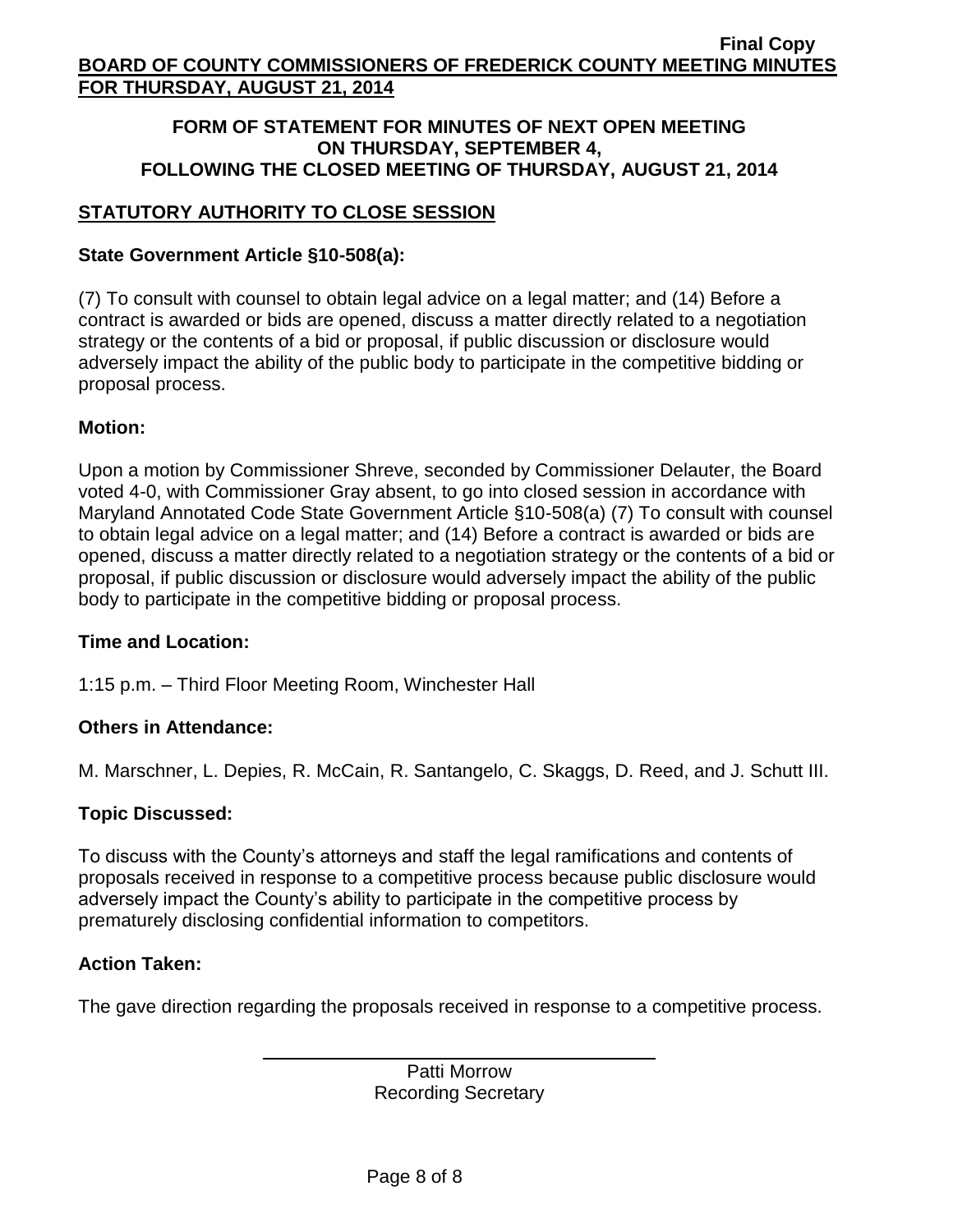**Final Copy**

**BOARD OF COUNTY COMMISSIONERS OF FREDERICK COUNTY MEETING MINUTES FOR THURSDAY, AUGUST 21, 2014**

**FORM OF STATEMENT FOR MINUTES OF NEXT OPEN MEETING ON THURSDAY, SEPTEMBER 4, FOLLOWING THE CLOSED MEETING OF THURSDAY, AUGUST 21, 2014**

## STATUTORY AUTHORITY TO CLOSE SESSION

**State Government Article §10-508(a):**

(7) To consult with counsel to obtain legal advice on a legal matter; and (14) Before a contract is awarded or bids are opened, discuss a matter directly related to a negotiation strategy or the contents of a bid or proposal, if public discussion or disclosure would adversely impact the ability of the public body to participate in the competitive bidding or proposal process.

**Motion:**

Upon a motion by Commissioner Shreve, seconded by Commissioner Delauter, the Board voted 4-0, with Commissioner Gray absent, to go into closed session in accordance with Maryland Annotated Code State Government Article §10-508(a) (7) To consult with counsel to obtain legal advice on a legal matter; and (14) Before a contract is awarded or bids are opened, discuss a matter directly related to a negotiation strategy or the contents of a bid or proposal, if public discussion or disclosure would adversely impact the ability of the public body to participate in the competitive bidding or proposal process.

**Time and Location:**

1:15 p.m. – Third Floor Meeting Room, Winchester Hall

**Others in Attendance:**

M. Marschner, L. Depies, R. McCain, R. Santangelo, C. Skaggs, D. Reed, and J. Schutt III.

**Topic Discussed:**

To discuss with the County's attorneys and staff the legal ramifications and contents of proposals received in response to a competitive process because public disclosure would adversely impact the County's ability to participate in the competitive process by prematurely disclosing confidential information to competitors.

**Action Taken:**

The gave direction regarding the proposals received in response to a competitive process.

Patti Morrow
Recording Secretary